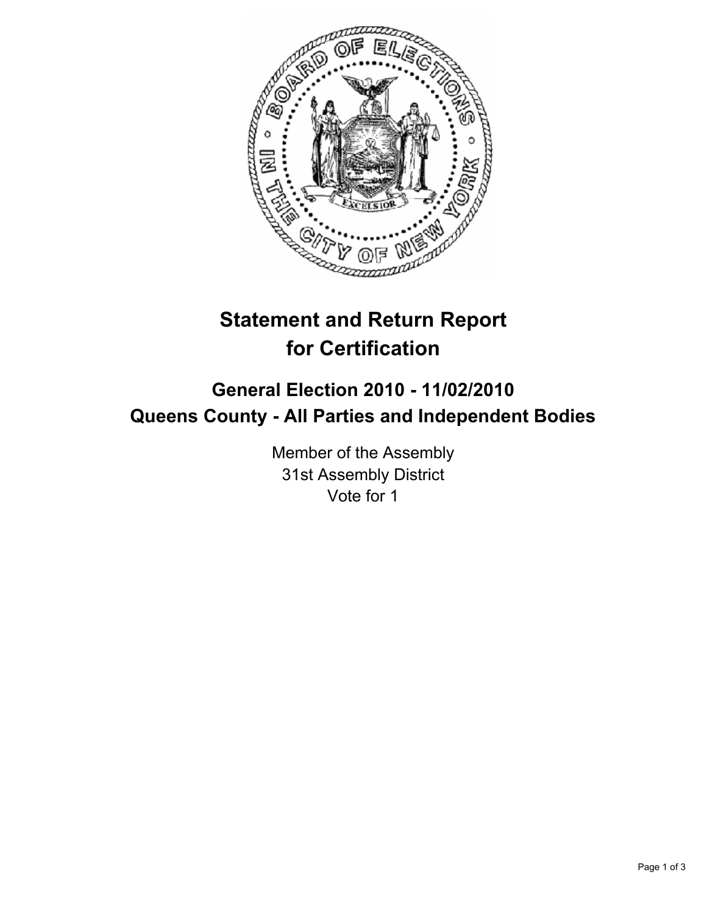# Statement and Return Report for Certification

## General Election 2010 - 11/02/2010
## Queens County - All Parties and Independent Bodies

Member of the Assembly
31st Assembly District
Vote for 1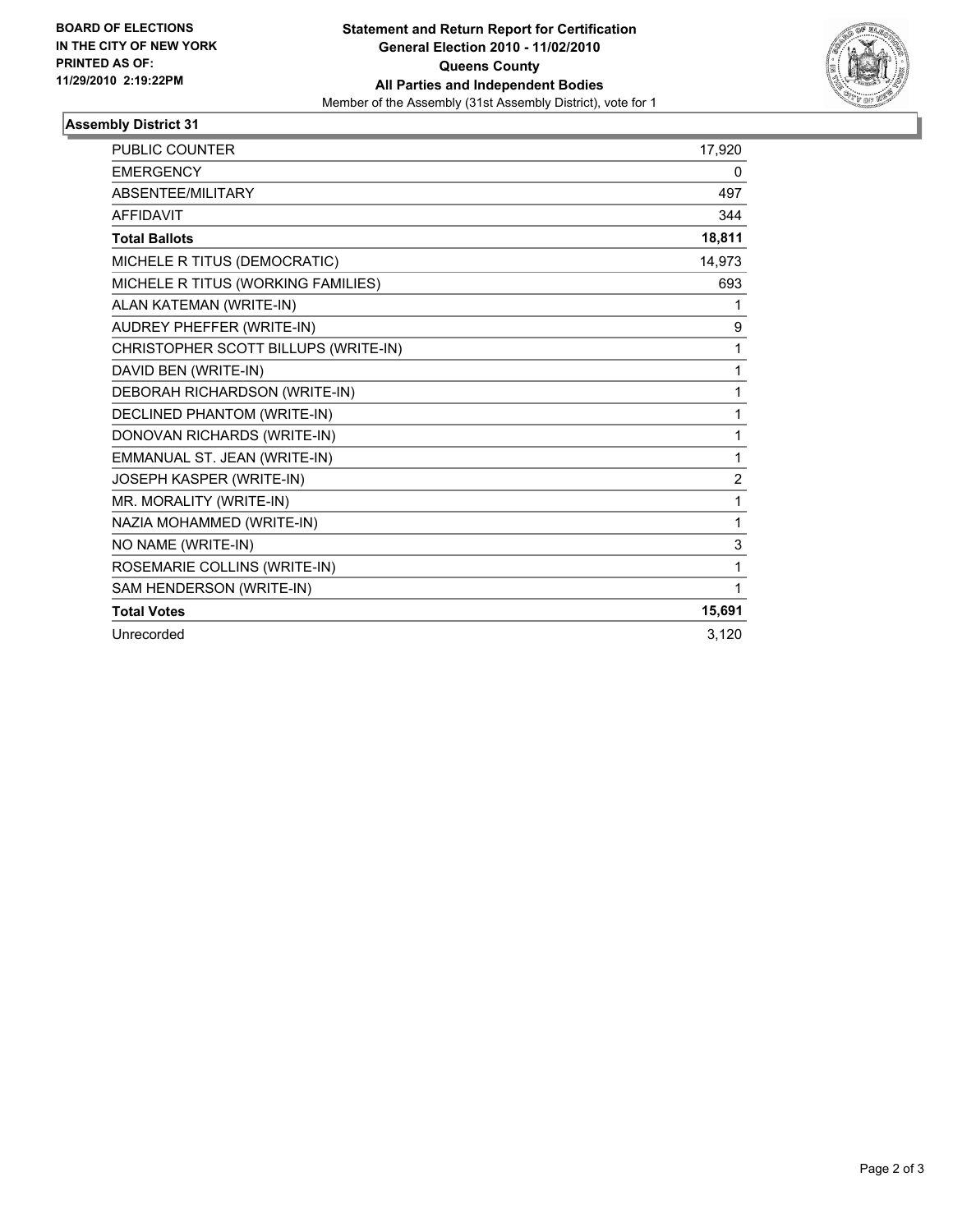**BOARD OF ELECTIONS IN THE CITY OF NEW YORK PRINTED AS OF: 11/29/2010 2:19:22PM**

**Statement and Return Report for Certification**
**General Election 2010 - 11/02/2010**
**Queens County**
**All Parties and Independent Bodies**
Member of the Assembly (31st Assembly District), vote for 1

## Assembly District 31

| | |
|---|---|
| PUBLIC COUNTER | 17,920 |
| EMERGENCY | 0 |
| ABSENTEE/MILITARY | 497 |
| AFFIDAVIT | 344 |
| **Total Ballots** | **18,811** |
| MICHELE R TITUS (DEMOCRATIC) | 14,973 |
| MICHELE R TITUS (WORKING FAMILIES) | 693 |
| ALAN KATEMAN (WRITE-IN) | 1 |
| AUDREY PHEFFER (WRITE-IN) | 9 |
| CHRISTOPHER SCOTT BILLUPS (WRITE-IN) | 1 |
| DAVID BEN (WRITE-IN) | 1 |
| DEBORAH RICHARDSON (WRITE-IN) | 1 |
| DECLINED PHANTOM (WRITE-IN) | 1 |
| DONOVAN RICHARDS (WRITE-IN) | 1 |
| EMMANUAL ST. JEAN (WRITE-IN) | 1 |
| JOSEPH KASPER (WRITE-IN) | 2 |
| MR. MORALITY (WRITE-IN) | 1 |
| NAZIA MOHAMMED (WRITE-IN) | 1 |
| NO NAME (WRITE-IN) | 3 |
| ROSEMARIE COLLINS (WRITE-IN) | 1 |
| SAM HENDERSON (WRITE-IN) | 1 |
| **Total Votes** | **15,691** |
| Unrecorded | 3,120 |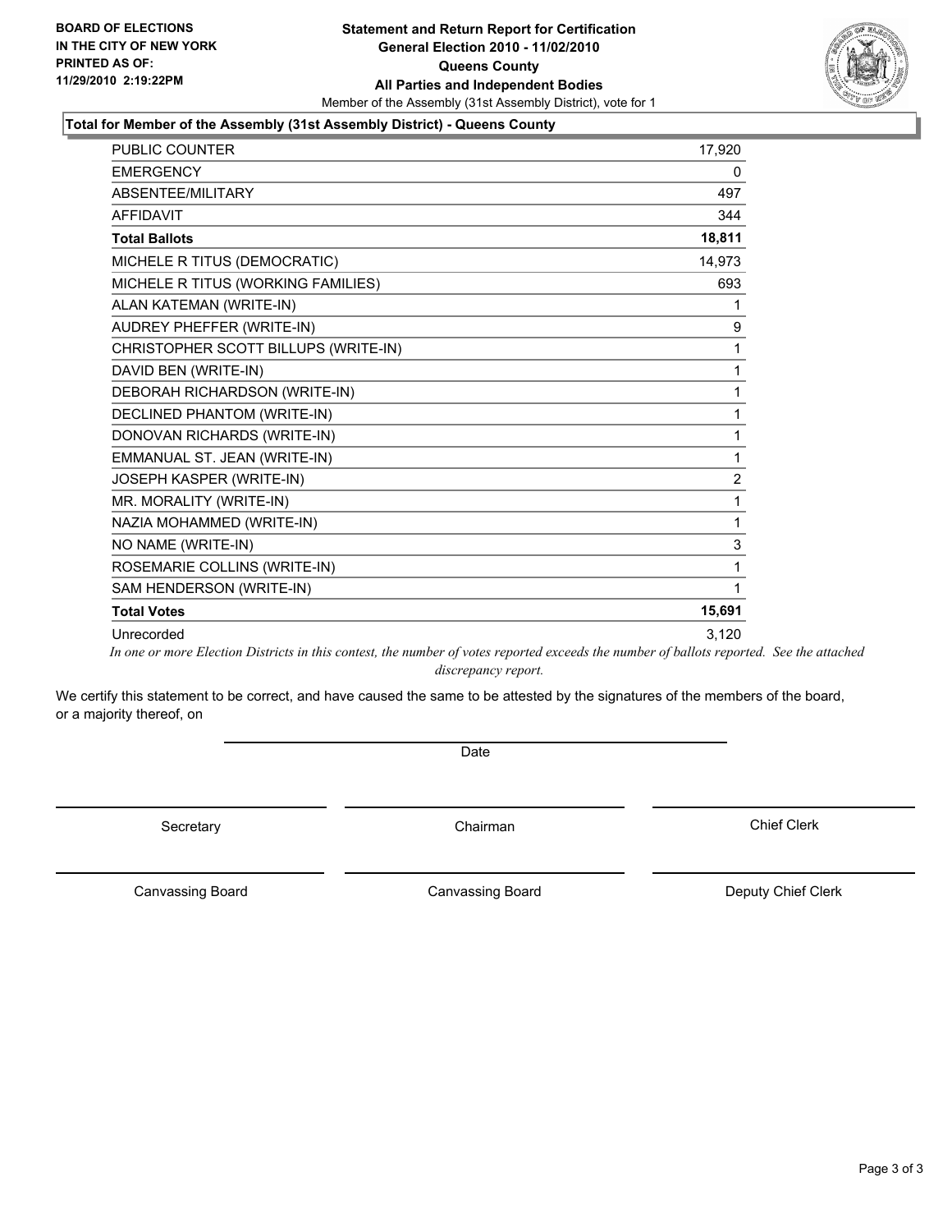**BOARD OF ELECTIONS IN THE CITY OF NEW YORK PRINTED AS OF: 11/29/2010 2:19:22PM**

# Statement and Return Report for Certification General Election 2010 - 11/02/2010 Queens County All Parties and Independent Bodies

Member of the Assembly (31st Assembly District), vote for 1

## Total for Member of the Assembly (31st Assembly District) - Queens County

| | |
|---|---|
| PUBLIC COUNTER | 17,920 |
| EMERGENCY | 0 |
| ABSENTEE/MILITARY | 497 |
| AFFIDAVIT | 344 |
| **Total Ballots** | **18,811** |
| MICHELE R TITUS (DEMOCRATIC) | 14,973 |
| MICHELE R TITUS (WORKING FAMILIES) | 693 |
| ALAN KATEMAN (WRITE-IN) | 1 |
| AUDREY PHEFFER (WRITE-IN) | 9 |
| CHRISTOPHER SCOTT BILLUPS (WRITE-IN) | 1 |
| DAVID BEN (WRITE-IN) | 1 |
| DEBORAH RICHARDSON (WRITE-IN) | 1 |
| DECLINED PHANTOM (WRITE-IN) | 1 |
| DONOVAN RICHARDS (WRITE-IN) | 1 |
| EMMANUAL ST. JEAN (WRITE-IN) | 1 |
| JOSEPH KASPER (WRITE-IN) | 2 |
| MR. MORALITY (WRITE-IN) | 1 |
| NAZIA MOHAMMED (WRITE-IN) | 1 |
| NO NAME (WRITE-IN) | 3 |
| ROSEMARIE COLLINS (WRITE-IN) | 1 |
| SAM HENDERSON (WRITE-IN) | 1 |
| **Total Votes** | **15,691** |
| Unrecorded | 3,120 |

*In one or more Election Districts in this contest, the number of votes reported exceeds the number of ballots reported. See the attached discrepancy report.*

We certify this statement to be correct, and have caused the same to be attested by the signatures of the members of the board, or a majority thereof, on

Date

Secretary

Chairman

Chief Clerk

Canvassing Board

Canvassing Board

Deputy Chief Clerk